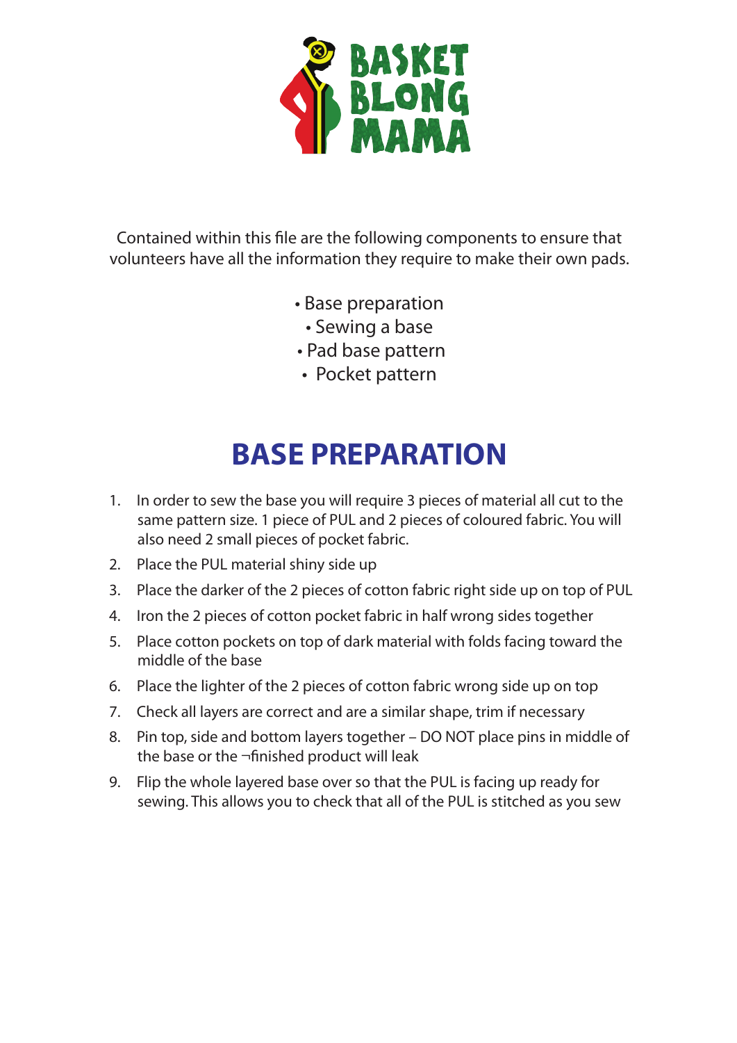BASKET BLONG MAMA

Contained within this file are the following components to ensure that volunteers have all the information they require to make their own pads.

- Base preparation
- Sewing a base
- Pad base pattern
- Pocket pattern

# BASE PREPARATION

1. In order to sew the base you will require 3 pieces of material all cut to the same pattern size. 1 piece of PUL and 2 pieces of coloured fabric. You will also need 2 small pieces of pocket fabric.
2. Place the PUL material shiny side up
3. Place the darker of the 2 pieces of cotton fabric right side up on top of PUL
4. Iron the 2 pieces of cotton pocket fabric in half wrong sides together
5. Place cotton pockets on top of dark material with folds facing toward the middle of the base
6. Place the lighter of the 2 pieces of cotton fabric wrong side up on top
7. Check all layers are correct and are a similar shape, trim if necessary
8. Pin top, side and bottom layers together – DO NOT place pins in middle of the base or the ¬finished product will leak
9. Flip the whole layered base over so that the PUL is facing up ready for sewing. This allows you to check that all of the PUL is stitched as you sew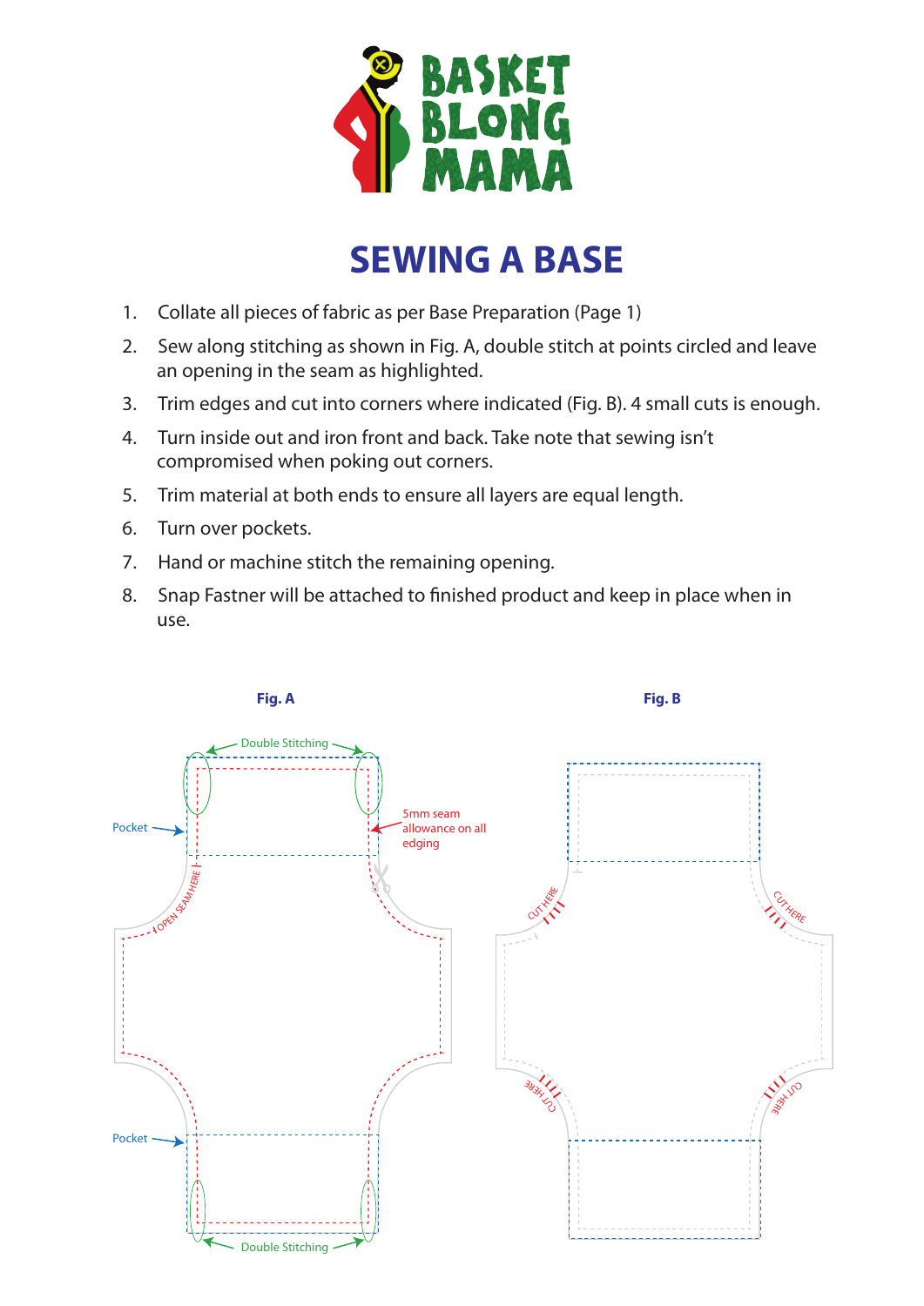# SEWING A BASE

1. Collate all pieces of fabric as per Base Preparation (Page 1)
2. Sew along stitching as shown in Fig. A, double stitch at points circled and leave an opening in the seam as highlighted.
3. Trim edges and cut into corners where indicated (Fig. B). 4 small cuts is enough.
4. Turn inside out and iron front and back. Take note that sewing isn't compromised when poking out corners.
5. Trim material at both ends to ensure all layers are equal length.
6. Turn over pockets.
7. Hand or machine stitch the remaining opening.
8. Snap Fastner will be attached to finished product and keep in place when in use.

**Fig. A**

Double Stitching

Pocket

5mm seam allowance on all edging

OPEN SEAM HERE

Pocket

Double Stitching

**Fig. B**

CUT HERE

CUT HERE

CUT HERE

CUT HERE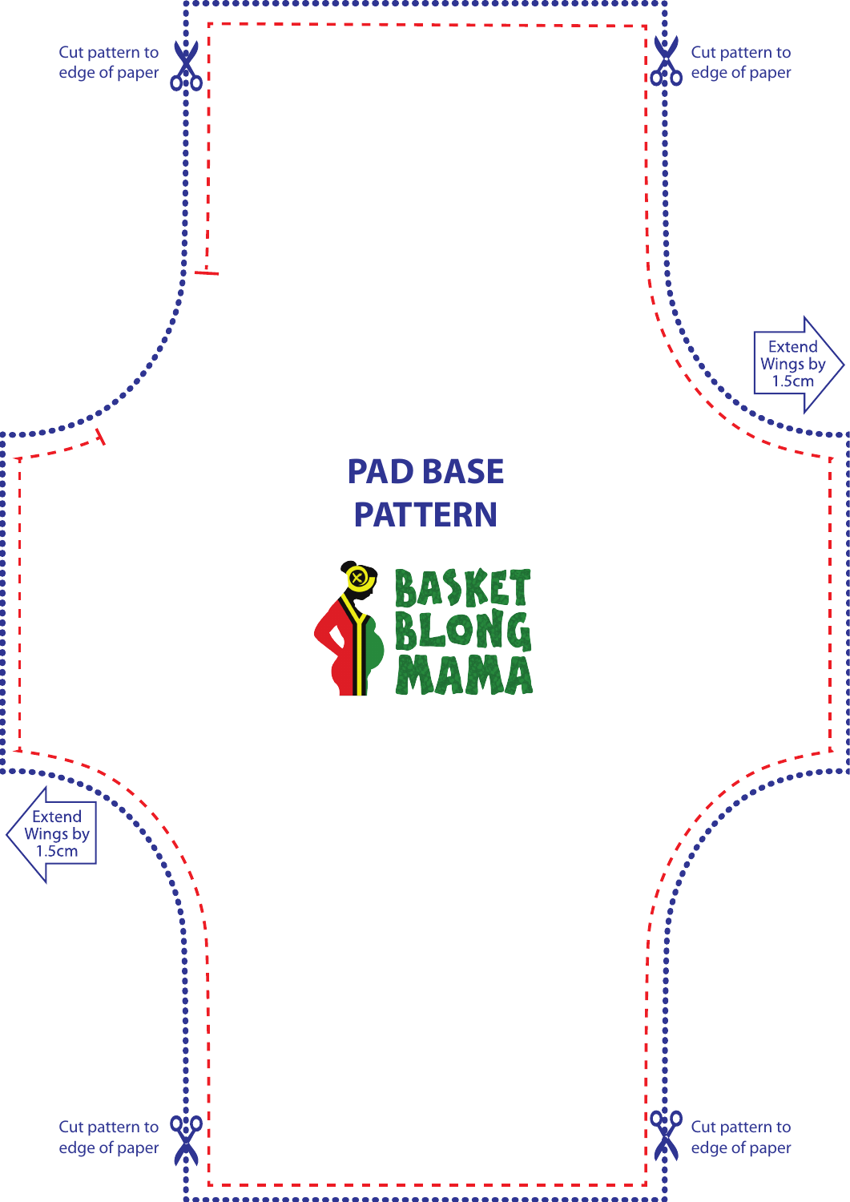Cut pattern to edge of paper

Cut pattern to edge of paper

Extend Wings by 1.5cm

# PAD BASE PATTERN

BASKET BLONG MAMA

Extend Wings by 1.5cm

Cut pattern to edge of paper

Cut pattern to edge of paper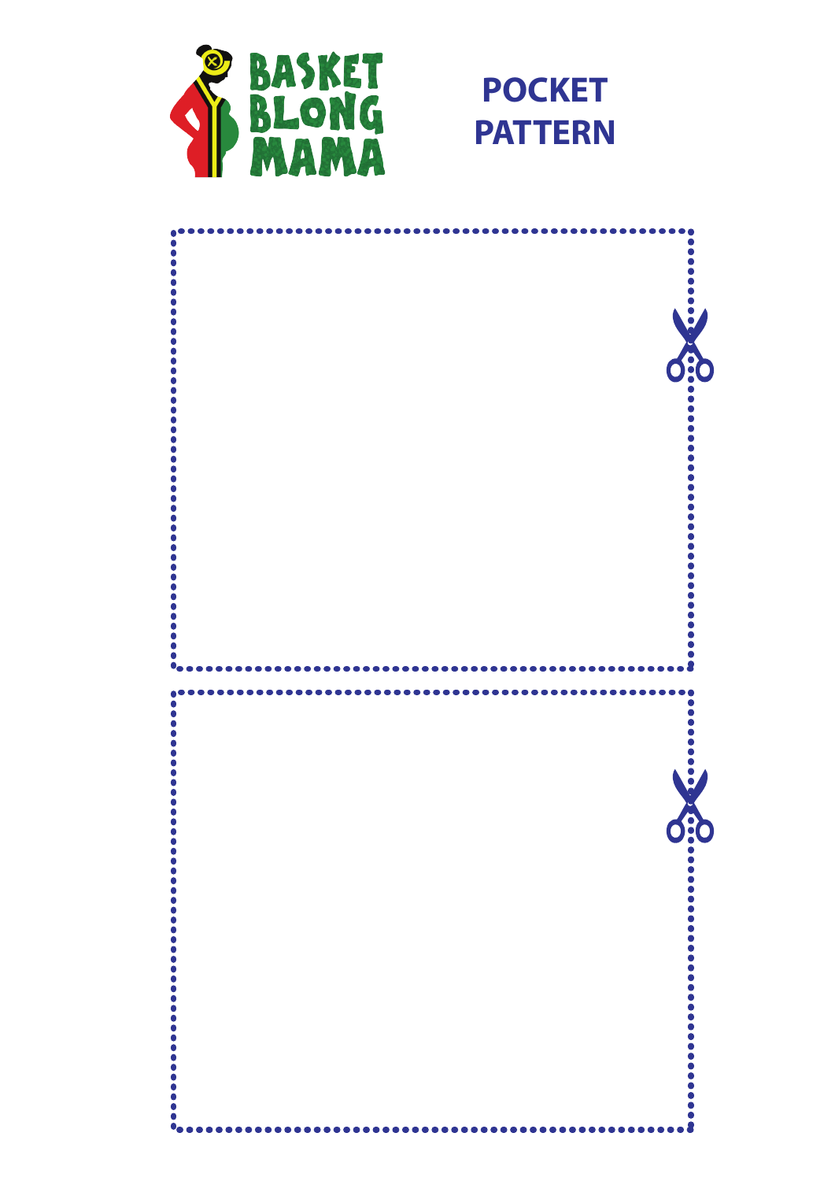BASKET BLONG MAMA

# POCKET PATTERN